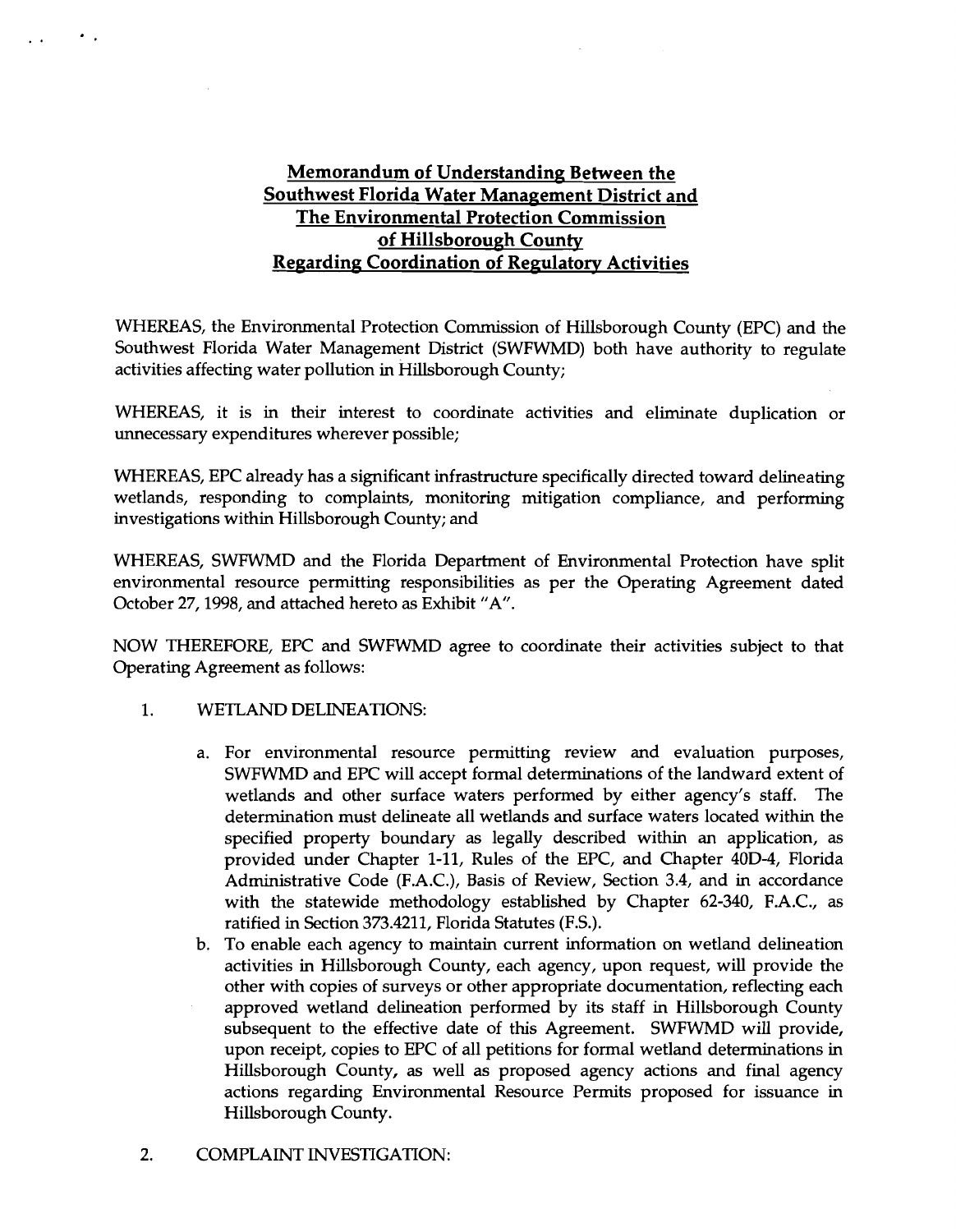# Memorandum of Understanding Between the Southwest Florida Water Management District and The Environmental Protection Commission of Hillsborough County Regarding Coordination of Regulatory Activities

WHEREAS, the Environmental Protection Commission of Hillsborough County (EPC) and the Southwest Florida Water Management District (SWFWMD) both have authority to regulate activities affecting water pollution in Hillsborough County;

WHEREAS, it is in their interest to coordinate activities and eliminate duplication or unnecessary expenditures wherever possible;

WHEREAS, EPC already has a significant infrastructure specifically directed toward delineating wetlands, responding to complaints, monitoring mitigation compliance, and performing investigations within Hillsborough County; and

WHEREAS, SWFWMD and the Florida Department of Environmental Protection have split environmental resource permitting responsibilities as per the Operating Agreement dated October 27, 1998, and attached hereto as Exhibit "A".

NOW THEREFORE, EPC and SWFWMD agree to coordinate their activities subject to that Operating Agreement as follows:

1. WETLAND DELINEATIONS:

   a. For environmental resource permitting review and evaluation purposes, SWFWMD and EPC will accept formal determinations of the landward extent of wetlands and other surface waters performed by either agency's staff. The determination must delineate all wetlands and surface waters located within the specified property boundary as legally described within an application, as provided under Chapter 1-11, Rules of the EPC, and Chapter 40D-4, Florida Administrative Code (F.A.C.), Basis of Review, Section 3.4, and in accordance with the statewide methodology established by Chapter 62-340, F.A.C., as ratified in Section 373.4211, Florida Statutes (F.S.).
   b. To enable each agency to maintain current information on wetland delineation activities in Hillsborough County, each agency, upon request, will provide the other with copies of surveys or other appropriate documentation, reflecting each approved wetland delineation performed by its staff in Hillsborough County subsequent to the effective date of this Agreement. SWFWMD will provide, upon receipt, copies to EPC of all petitions for formal wetland determinations in Hillsborough County, as well as proposed agency actions and final agency actions regarding Environmental Resource Permits proposed for issuance in Hillsborough County.

2. COMPLAINT INVESTIGATION: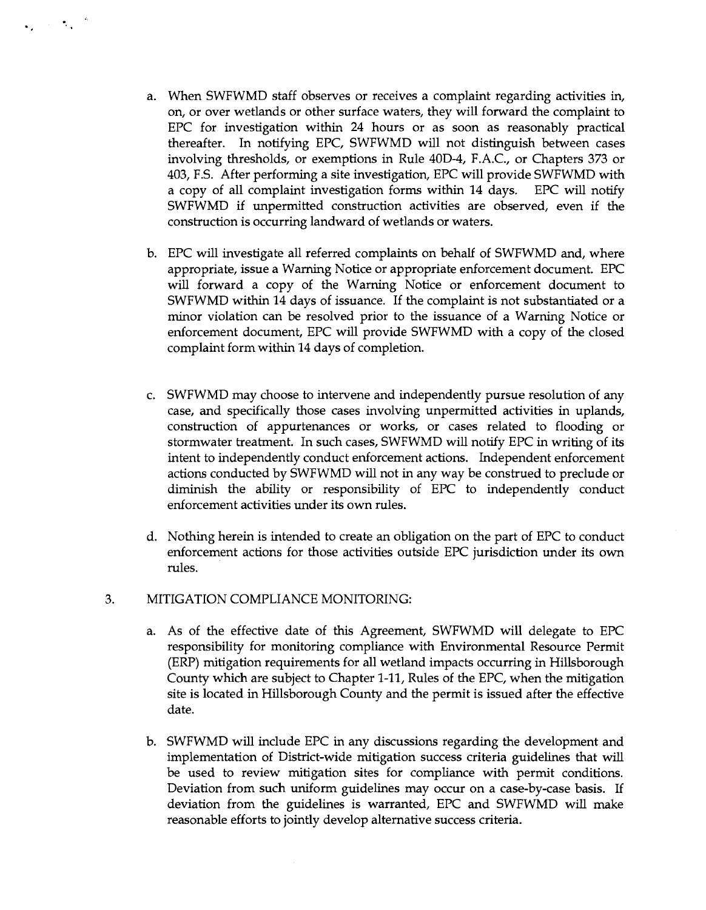a. When SWFWMD staff observes or receives a complaint regarding activities in, on, or over wetlands or other surface waters, they will forward the complaint to EPC for investigation within 24 hours or as soon as reasonably practical thereafter. In notifying EPC, SWFWMD will not distinguish between cases involving thresholds, or exemptions in Rule 40D-4, F.A.C., or Chapters 373 or 403, F.S. After performing a site investigation, EPC will provide SWFWMD with a copy of all complaint investigation forms within 14 days. EPC will notify SWFWMD if unpermitted construction activities are observed, even if the construction is occurring landward of wetlands or waters.

b. EPC will investigate all referred complaints on behalf of SWFWMD and, where appropriate, issue a Warning Notice or appropriate enforcement document. EPC will forward a copy of the Warning Notice or enforcement document to SWFWMD within 14 days of issuance. If the complaint is not substantiated or a minor violation can be resolved prior to the issuance of a Warning Notice or enforcement document, EPC will provide SWFWMD with a copy of the closed complaint form within 14 days of completion.

c. SWFWMD may choose to intervene and independently pursue resolution of any case, and specifically those cases involving unpermitted activities in uplands, construction of appurtenances or works, or cases related to flooding or stormwater treatment. In such cases, SWFWMD will notify EPC in writing of its intent to independently conduct enforcement actions. Independent enforcement actions conducted by SWFWMD will not in any way be construed to preclude or diminish the ability or responsibility of EPC to independently conduct enforcement activities under its own rules.

d. Nothing herein is intended to create an obligation on the part of EPC to conduct enforcement actions for those activities outside EPC jurisdiction under its own rules.

3. MITIGATION COMPLIANCE MONITORING:

a. As of the effective date of this Agreement, SWFWMD will delegate to EPC responsibility for monitoring compliance with Environmental Resource Permit (ERP) mitigation requirements for all wetland impacts occurring in Hillsborough County which are subject to Chapter 1-11, Rules of the EPC, when the mitigation site is located in Hillsborough County and the permit is issued after the effective date.

b. SWFWMD will include EPC in any discussions regarding the development and implementation of District-wide mitigation success criteria guidelines that will be used to review mitigation sites for compliance with permit conditions. Deviation from such uniform guidelines may occur on a case-by-case basis. If deviation from the guidelines is warranted, EPC and SWFWMD will make reasonable efforts to jointly develop alternative success criteria.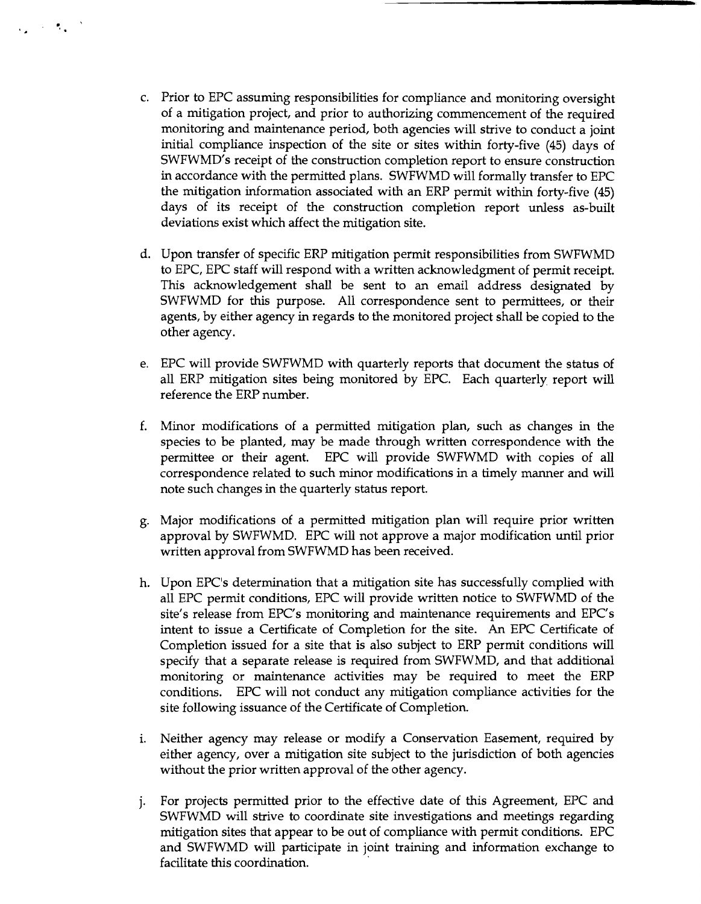c. Prior to EPC assuming responsibilities for compliance and monitoring oversight of a mitigation project, and prior to authorizing commencement of the required monitoring and maintenance period, both agencies will strive to conduct a joint initial compliance inspection of the site or sites within forty-five (45) days of SWFWMD's receipt of the construction completion report to ensure construction in accordance with the permitted plans. SWFWMD will formally transfer to EPC the mitigation information associated with an ERP permit within forty-five (45) days of its receipt of the construction completion report unless as-built deviations exist which affect the mitigation site.

d. Upon transfer of specific ERP mitigation permit responsibilities from SWFWMD to EPC, EPC staff will respond with a written acknowledgment of permit receipt. This acknowledgement shall be sent to an email address designated by SWFWMD for this purpose. All correspondence sent to permittees, or their agents, by either agency in regards to the monitored project shall be copied to the other agency.

e. EPC will provide SWFWMD with quarterly reports that document the status of all ERP mitigation sites being monitored by EPC. Each quarterly report will reference the ERP number.

f. Minor modifications of a permitted mitigation plan, such as changes in the species to be planted, may be made through written correspondence with the permittee or their agent. EPC will provide SWFWMD with copies of all correspondence related to such minor modifications in a timely manner and will note such changes in the quarterly status report.

g. Major modifications of a permitted mitigation plan will require prior written approval by SWFWMD. EPC will not approve a major modification until prior written approval from SWFWMD has been received.

h. Upon EPC's determination that a mitigation site has successfully complied with all EPC permit conditions, EPC will provide written notice to SWFWMD of the site's release from EPC's monitoring and maintenance requirements and EPC's intent to issue a Certificate of Completion for the site. An EPC Certificate of Completion issued for a site that is also subject to ERP permit conditions will specify that a separate release is required from SWFWMD, and that additional monitoring or maintenance activities may be required to meet the ERP conditions. EPC will not conduct any mitigation compliance activities for the site following issuance of the Certificate of Completion.

i. Neither agency may release or modify a Conservation Easement, required by either agency, over a mitigation site subject to the jurisdiction of both agencies without the prior written approval of the other agency.

j. For projects permitted prior to the effective date of this Agreement, EPC and SWFWMD will strive to coordinate site investigations and meetings regarding mitigation sites that appear to be out of compliance with permit conditions. EPC and SWFWMD will participate in joint training and information exchange to facilitate this coordination.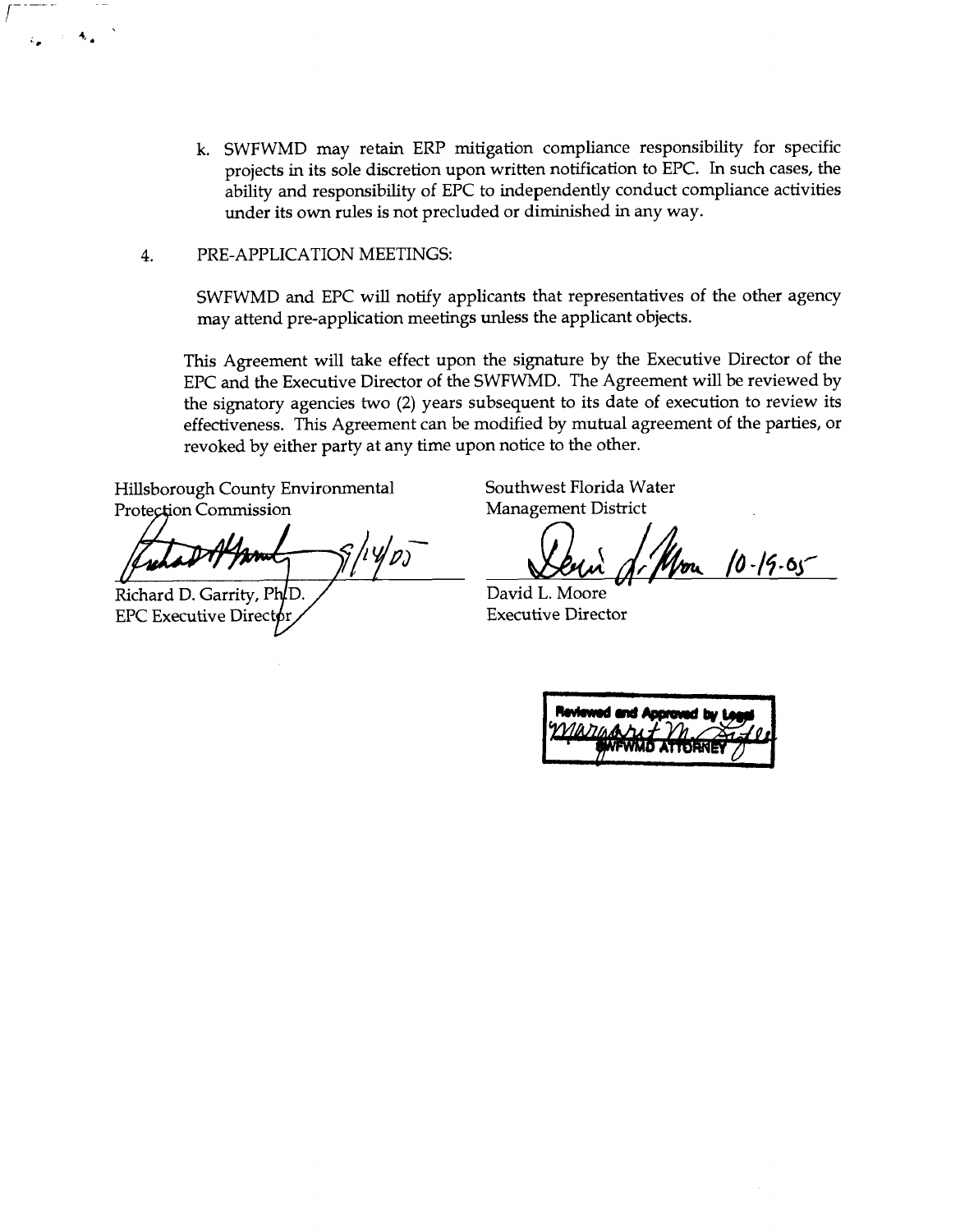k. SWFWMD may retain ERP mitigation compliance responsibility for specific projects in its sole discretion upon written notification to EPC. In such cases, the ability and responsibility of EPC to independently conduct compliance activities under its own rules is not precluded or diminished in any way.

4. PRE-APPLICATION MEETINGS:

SWFWMD and EPC will notify applicants that representatives of the other agency may attend pre-application meetings unless the applicant objects.

This Agreement will take effect upon the signature by the Executive Director of the EPC and the Executive Director of the SWFWMD. The Agreement will be reviewed by the signatory agencies two (2) years subsequent to its date of execution to review its effectiveness. This Agreement can be modified by mutual agreement of the parties, or revoked by either party at any time upon notice to the other.

Hillsborough County Environmental Protection Commission

9/14/05

Richard D. Garrity, Ph.D.
EPC Executive Director

Southwest Florida Water Management District

10-19-05

David L. Moore
Executive Director

Reviewed and Approved by Legal
Margaret M. Lytle
SWFWMD ATTORNEY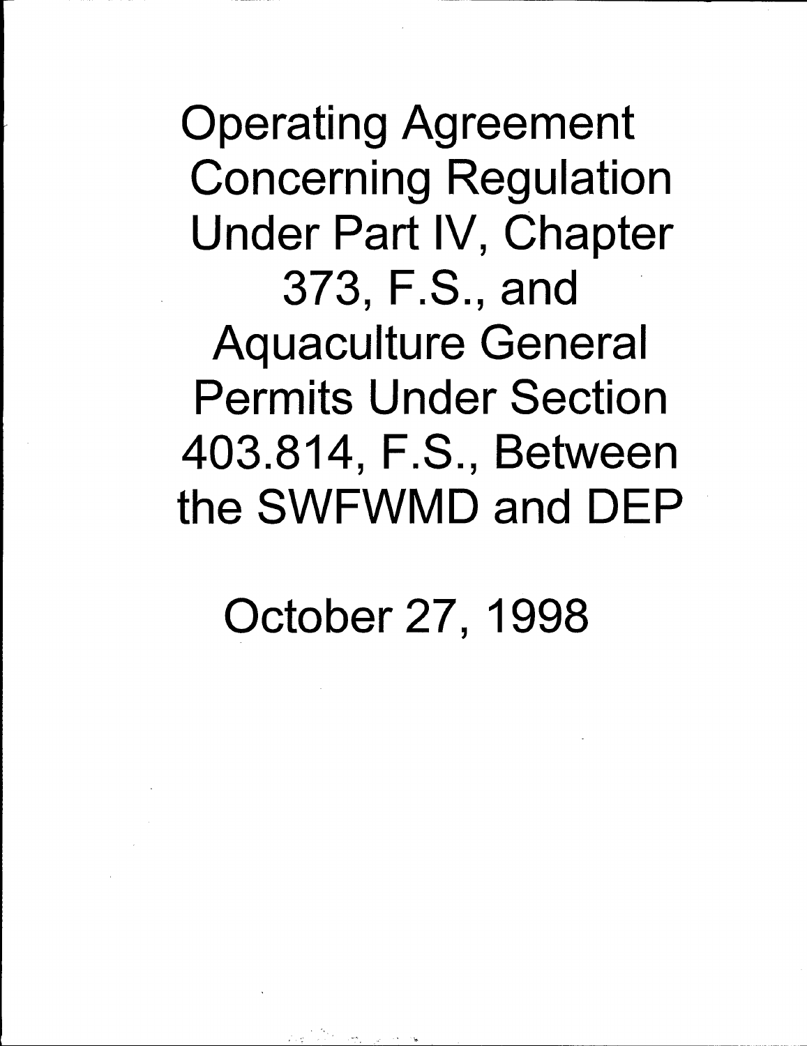# Operating Agreement Concerning Regulation Under Part IV, Chapter 373, F.S., and Aquaculture General Permits Under Section 403.814, F.S., Between the SWFWMD and DEP

October 27, 1998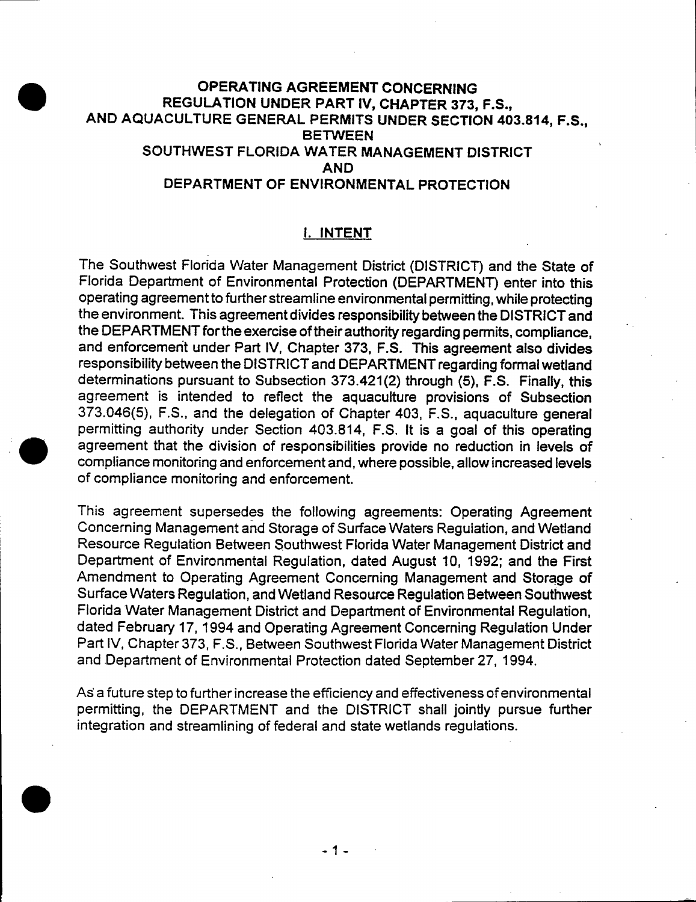# OPERATING AGREEMENT CONCERNING REGULATION UNDER PART IV, CHAPTER 373, F.S., AND AQUACULTURE GENERAL PERMITS UNDER SECTION 403.814, F.S., BETWEEN SOUTHWEST FLORIDA WATER MANAGEMENT DISTRICT AND DEPARTMENT OF ENVIRONMENTAL PROTECTION

## I. INTENT

The Southwest Florida Water Management District (DISTRICT) and the State of Florida Department of Environmental Protection (DEPARTMENT) enter into this operating agreement to further streamline environmental permitting, while protecting the environment. This agreement divides responsibility between the DISTRICT and the DEPARTMENT for the exercise of their authority regarding permits, compliance, and enforcement under Part IV, Chapter 373, F.S. This agreement also divides responsibility between the DISTRICT and DEPARTMENT regarding formal wetland determinations pursuant to Subsection 373.421(2) through (5), F.S. Finally, this agreement is intended to reflect the aquaculture provisions of Subsection 373.046(5), F.S., and the delegation of Chapter 403, F.S., aquaculture general permitting authority under Section 403.814, F.S. It is a goal of this operating agreement that the division of responsibilities provide no reduction in levels of compliance monitoring and enforcement and, where possible, allow increased levels of compliance monitoring and enforcement.

This agreement supersedes the following agreements: Operating Agreement Concerning Management and Storage of Surface Waters Regulation, and Wetland Resource Regulation Between Southwest Florida Water Management District and Department of Environmental Regulation, dated August 10, 1992; and the First Amendment to Operating Agreement Concerning Management and Storage of Surface Waters Regulation, and Wetland Resource Regulation Between Southwest Florida Water Management District and Department of Environmental Regulation, dated February 17, 1994 and Operating Agreement Concerning Regulation Under Part IV, Chapter 373, F.S., Between Southwest Florida Water Management District and Department of Environmental Protection dated September 27, 1994.

As a future step to further increase the efficiency and effectiveness of environmental permitting, the DEPARTMENT and the DISTRICT shall jointly pursue further integration and streamlining of federal and state wetlands regulations.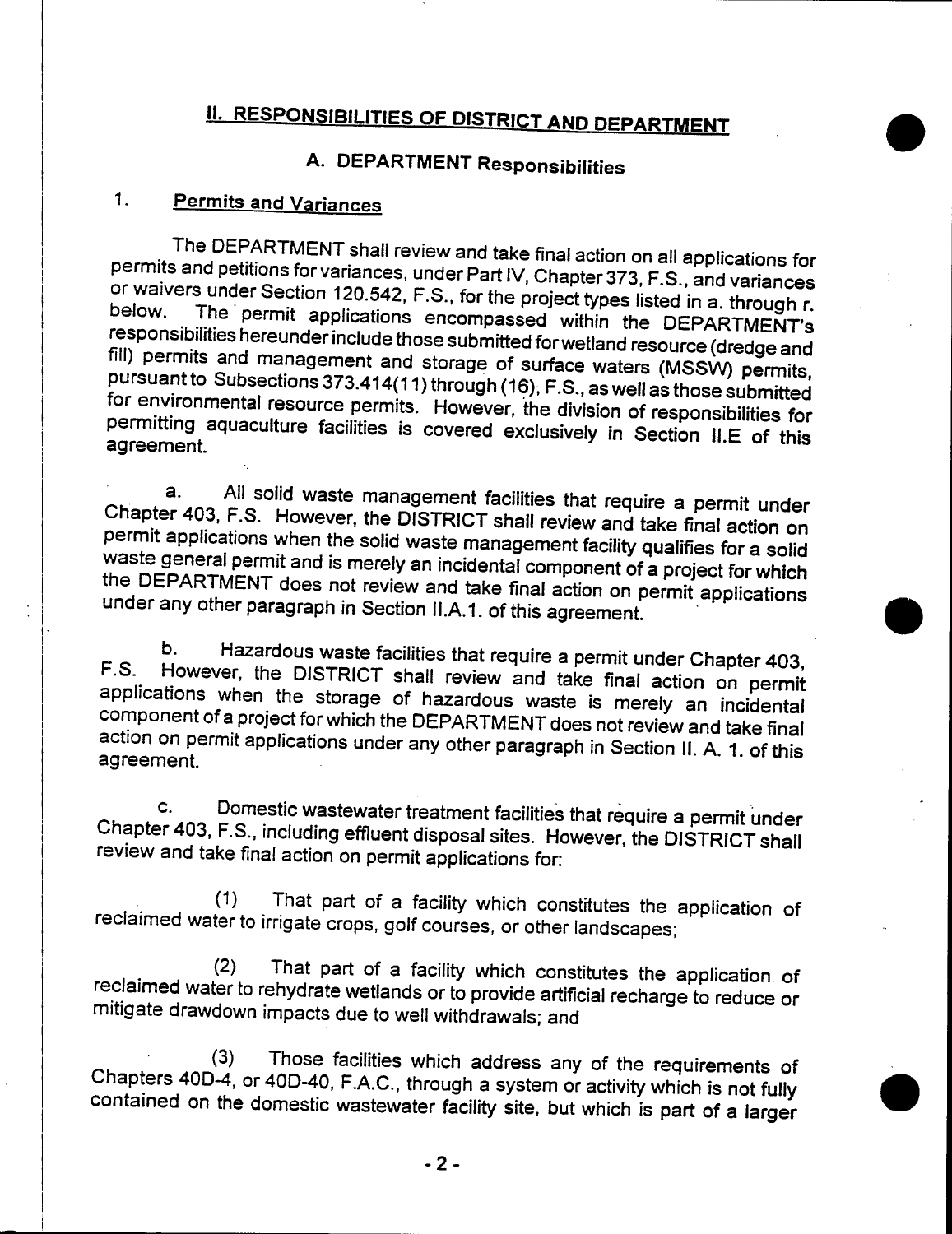# II. RESPONSIBILITIES OF DISTRICT AND DEPARTMENT

## A. DEPARTMENT Responsibilities

### 1. Permits and Variances

The DEPARTMENT shall review and take final action on all applications for permits and petitions for variances, under Part IV, Chapter 373, F.S., and variances or waivers under Section 120.542, F.S., for the project types listed in a. through r. below. The permit applications encompassed within the DEPARTMENT's responsibilities hereunder include those submitted for wetland resource (dredge and fill) permits and management and storage of surface waters (MSSW) permits, pursuant to Subsections 373.414(11) through (16), F.S., as well as those submitted for environmental resource permits. However, the division of responsibilities for permitting aquaculture facilities is covered exclusively in Section II.E of this agreement.

a. All solid waste management facilities that require a permit under Chapter 403, F.S. However, the DISTRICT shall review and take final action on permit applications when the solid waste management facility qualifies for a solid waste general permit and is merely an incidental component of a project for which the DEPARTMENT does not review and take final action on permit applications under any other paragraph in Section II.A.1. of this agreement.

b. Hazardous waste facilities that require a permit under Chapter 403, F.S. However, the DISTRICT shall review and take final action on permit applications when the storage of hazardous waste is merely an incidental component of a project for which the DEPARTMENT does not review and take final action on permit applications under any other paragraph in Section II. A. 1. of this agreement.

c. Domestic wastewater treatment facilities that require a permit under Chapter 403, F.S., including effluent disposal sites. However, the DISTRICT shall review and take final action on permit applications for:

(1) That part of a facility which constitutes the application of reclaimed water to irrigate crops, golf courses, or other landscapes;

(2) That part of a facility which constitutes the application of reclaimed water to rehydrate wetlands or to provide artificial recharge to reduce or mitigate drawdown impacts due to well withdrawals; and

(3) Those facilities which address any of the requirements of Chapters 40D-4, or 40D-40, F.A.C., through a system or activity which is not fully contained on the domestic wastewater facility site, but which is part of a larger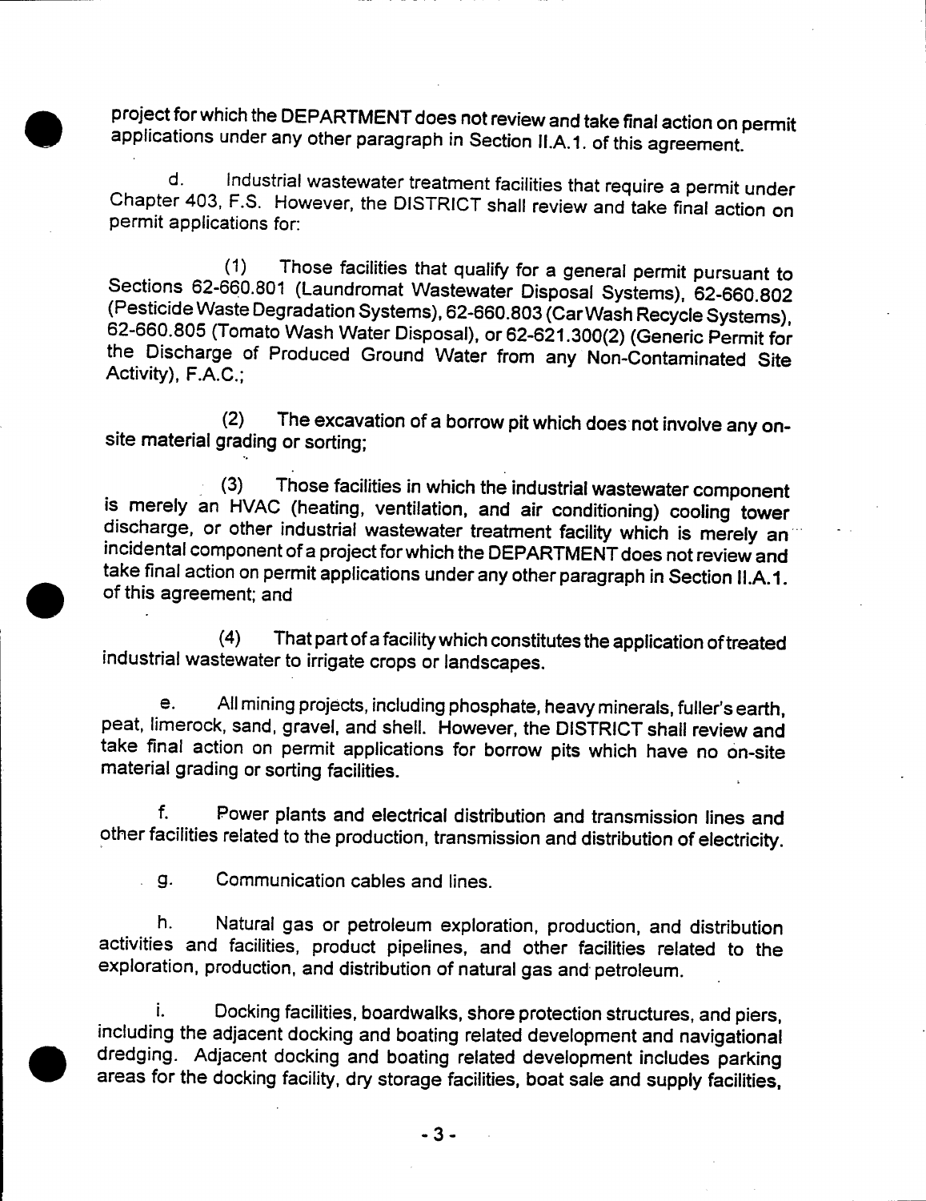project for which the DEPARTMENT does not review and take final action on permit applications under any other paragraph in Section II.A.1. of this agreement.

d. Industrial wastewater treatment facilities that require a permit under Chapter 403, F.S. However, the DISTRICT shall review and take final action on permit applications for:

(1) Those facilities that qualify for a general permit pursuant to Sections 62-660.801 (Laundromat Wastewater Disposal Systems), 62-660.802 (Pesticide Waste Degradation Systems), 62-660.803 (Car Wash Recycle Systems), 62-660.805 (Tomato Wash Water Disposal), or 62-621.300(2) (Generic Permit for the Discharge of Produced Ground Water from any Non-Contaminated Site Activity), F.A.C.;

(2) The excavation of a borrow pit which does not involve any on-site material grading or sorting;

(3) Those facilities in which the industrial wastewater component is merely an HVAC (heating, ventilation, and air conditioning) cooling tower discharge, or other industrial wastewater treatment facility which is merely an incidental component of a project for which the DEPARTMENT does not review and take final action on permit applications under any other paragraph in Section II.A.1. of this agreement; and

(4) That part of a facility which constitutes the application of treated industrial wastewater to irrigate crops or landscapes.

e. All mining projects, including phosphate, heavy minerals, fuller's earth, peat, limerock, sand, gravel, and shell. However, the DISTRICT shall review and take final action on permit applications for borrow pits which have no on-site material grading or sorting facilities.

f. Power plants and electrical distribution and transmission lines and other facilities related to the production, transmission and distribution of electricity.

g. Communication cables and lines.

h. Natural gas or petroleum exploration, production, and distribution activities and facilities, product pipelines, and other facilities related to the exploration, production, and distribution of natural gas and petroleum.

i. Docking facilities, boardwalks, shore protection structures, and piers, including the adjacent docking and boating related development and navigational dredging. Adjacent docking and boating related development includes parking areas for the docking facility, dry storage facilities, boat sale and supply facilities,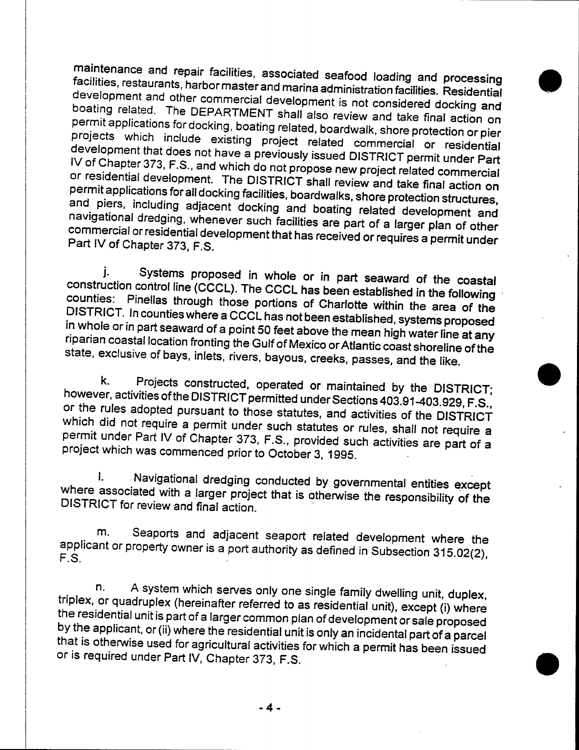maintenance and repair facilities, associated seafood loading and processing facilities, restaurants, harbor master and marina administration facilities. Residential development and other commercial development is not considered docking and boating related. The DEPARTMENT shall also review and take final action on permit applications for docking, boating related, boardwalk, shore protection or pier projects which include existing project related commercial or residential development that does not have a previously issued DISTRICT permit under Part IV of Chapter 373, F.S., and which do not propose new project related commercial or residential development. The DISTRICT shall review and take final action on permit applications for all docking facilities, boardwalks, shore protection structures, and piers, including adjacent docking and boating related development and navigational dredging, whenever such facilities are part of a larger plan of other commercial or residential development that has received or requires a permit under Part IV of Chapter 373, F.S.

j. Systems proposed in whole or in part seaward of the coastal construction control line (CCCL). The CCCL has been established in the following counties: Pinellas through those portions of Charlotte within the area of the DISTRICT. In counties where a CCCL has not been established, systems proposed in whole or in part seaward of a point 50 feet above the mean high water line at any riparian coastal location fronting the Gulf of Mexico or Atlantic coast shoreline of the state, exclusive of bays, inlets, rivers, bayous, creeks, passes, and the like.

k. Projects constructed, operated or maintained by the DISTRICT; however, activities of the DISTRICT permitted under Sections 403.91-403.929, F.S., or the rules adopted pursuant to those statutes, and activities of the DISTRICT which did not require a permit under such statutes or rules, shall not require a permit under Part IV of Chapter 373, F.S., provided such activities are part of a project which was commenced prior to October 3, 1995.

l. Navigational dredging conducted by governmental entities except where associated with a larger project that is otherwise the responsibility of the DISTRICT for review and final action.

m. Seaports and adjacent seaport related development where the applicant or property owner is a port authority as defined in Subsection 315.02(2), F.S.

n. A system which serves only one single family dwelling unit, duplex, triplex, or quadruplex (hereinafter referred to as residential unit), except (i) where the residential unit is part of a larger common plan of development or sale proposed by the applicant, or (ii) where the residential unit is only an incidental part of a parcel that is otherwise used for agricultural activities for which a permit has been issued or is required under Part IV, Chapter 373, F.S.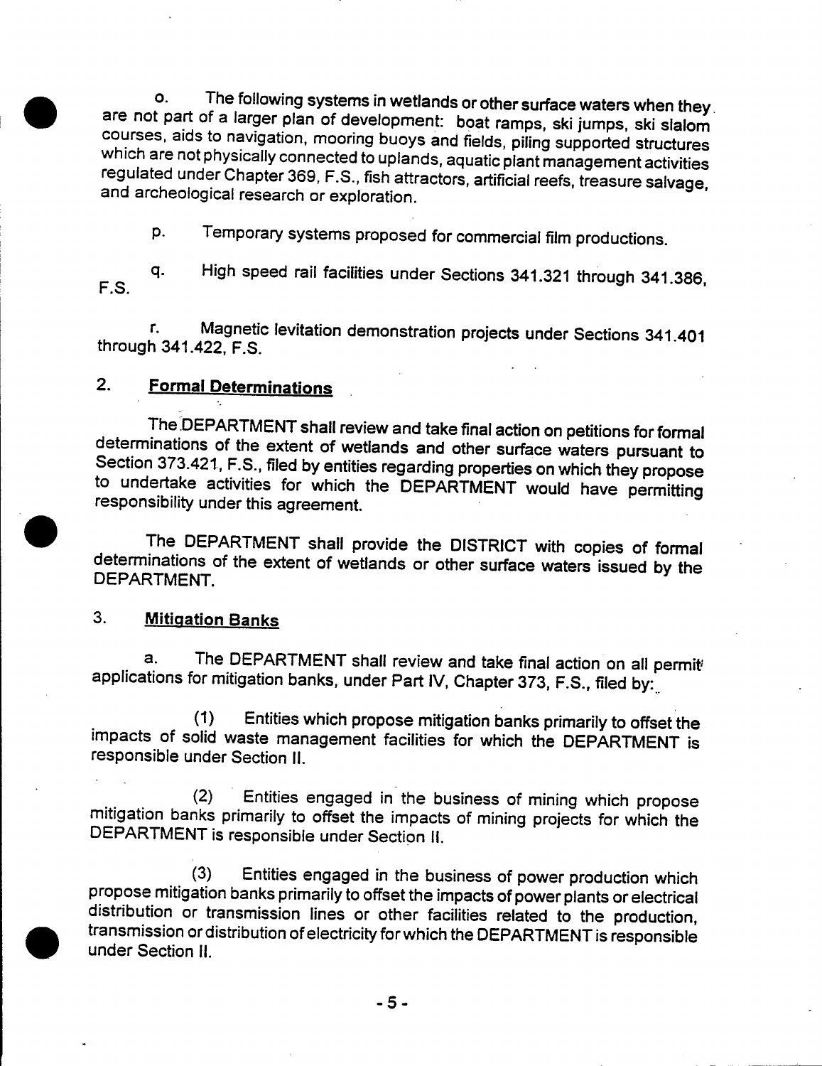o. The following systems in wetlands or other surface waters when they are not part of a larger plan of development: boat ramps, ski jumps, ski slalom courses, aids to navigation, mooring buoys and fields, piling supported structures which are not physically connected to uplands, aquatic plant management activities regulated under Chapter 369, F.S., fish attractors, artificial reefs, treasure salvage, and archeological research or exploration.

p. Temporary systems proposed for commercial film productions.

q. High speed rail facilities under Sections 341.321 through 341.386, F.S.

r. Magnetic levitation demonstration projects under Sections 341.401 through 341.422, F.S.

## 2. Formal Determinations

The DEPARTMENT shall review and take final action on petitions for formal determinations of the extent of wetlands and other surface waters pursuant to Section 373.421, F.S., filed by entities regarding properties on which they propose to undertake activities for which the DEPARTMENT would have permitting responsibility under this agreement.

The DEPARTMENT shall provide the DISTRICT with copies of formal determinations of the extent of wetlands or other surface waters issued by the DEPARTMENT.

## 3. Mitigation Banks

a. The DEPARTMENT shall review and take final action on all permit applications for mitigation banks, under Part IV, Chapter 373, F.S., filed by:

(1) Entities which propose mitigation banks primarily to offset the impacts of solid waste management facilities for which the DEPARTMENT is responsible under Section II.

(2) Entities engaged in the business of mining which propose mitigation banks primarily to offset the impacts of mining projects for which the DEPARTMENT is responsible under Section II.

(3) Entities engaged in the business of power production which propose mitigation banks primarily to offset the impacts of power plants or electrical distribution or transmission lines or other facilities related to the production, transmission or distribution of electricity for which the DEPARTMENT is responsible under Section II.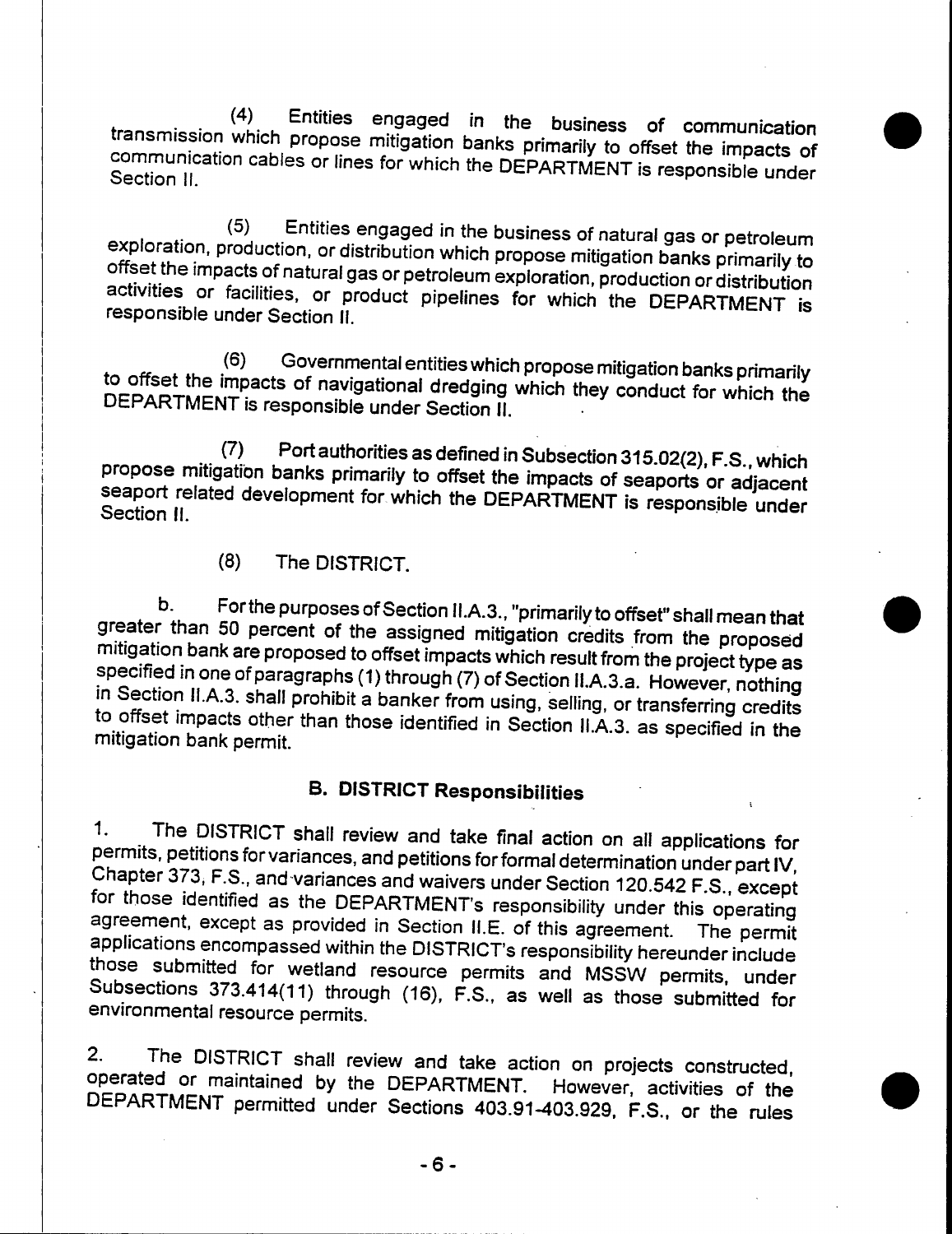(4) Entities engaged in the business of communication transmission which propose mitigation banks primarily to offset the impacts of communication cables or lines for which the DEPARTMENT is responsible under Section II.

(5) Entities engaged in the business of natural gas or petroleum exploration, production, or distribution which propose mitigation banks primarily to offset the impacts of natural gas or petroleum exploration, production or distribution activities or facilities, or product pipelines for which the DEPARTMENT is responsible under Section II.

(6) Governmental entities which propose mitigation banks primarily to offset the impacts of navigational dredging which they conduct for which the DEPARTMENT is responsible under Section II.

(7) Port authorities as defined in Subsection 315.02(2), F.S., which propose mitigation banks primarily to offset the impacts of seaports or adjacent seaport related development for which the DEPARTMENT is responsible under Section II.

(8) The DISTRICT.

b. For the purposes of Section II.A.3., "primarily to offset" shall mean that greater than 50 percent of the assigned mitigation credits from the proposed mitigation bank are proposed to offset impacts which result from the project type as specified in one of paragraphs (1) through (7) of Section II.A.3.a. However, nothing in Section II.A.3. shall prohibit a banker from using, selling, or transferring credits to offset impacts other than those identified in Section II.A.3. as specified in the mitigation bank permit.

## B. DISTRICT Responsibilities

1. The DISTRICT shall review and take final action on all applications for permits, petitions for variances, and petitions for formal determination under part IV, Chapter 373, F.S., and variances and waivers under Section 120.542 F.S., except for those identified as the DEPARTMENT's responsibility under this operating agreement, except as provided in Section II.E. of this agreement. The permit applications encompassed within the DISTRICT's responsibility hereunder include those submitted for wetland resource permits and MSSW permits, under Subsections 373.414(11) through (16), F.S., as well as those submitted for environmental resource permits.

2. The DISTRICT shall review and take action on projects constructed, operated or maintained by the DEPARTMENT. However, activities of the DEPARTMENT permitted under Sections 403.91-403.929, F.S., or the rules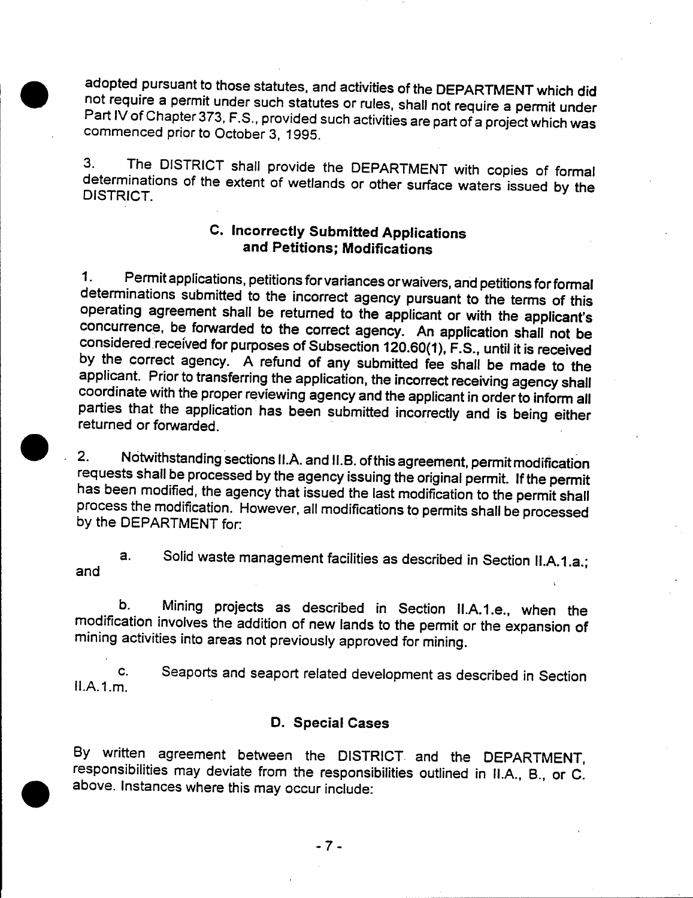adopted pursuant to those statutes, and activities of the DEPARTMENT which did not require a permit under such statutes or rules, shall not require a permit under Part IV of Chapter 373, F.S., provided such activities are part of a project which was commenced prior to October 3, 1995.

3. The DISTRICT shall provide the DEPARTMENT with copies of formal determinations of the extent of wetlands or other surface waters issued by the DISTRICT.

### C. Incorrectly Submitted Applications and Petitions; Modifications

1. Permit applications, petitions for variances or waivers, and petitions for formal determinations submitted to the incorrect agency pursuant to the terms of this operating agreement shall be returned to the applicant or with the applicant's concurrence, be forwarded to the correct agency. An application shall not be considered received for purposes of Subsection 120.60(1), F.S., until it is received by the correct agency. A refund of any submitted fee shall be made to the applicant. Prior to transferring the application, the incorrect receiving agency shall coordinate with the proper reviewing agency and the applicant in order to inform all parties that the application has been submitted incorrectly and is being either returned or forwarded.

2. Notwithstanding sections II.A. and II.B. of this agreement, permit modification requests shall be processed by the agency issuing the original permit. If the permit has been modified, the agency that issued the last modification to the permit shall process the modification. However, all modifications to permits shall be processed by the DEPARTMENT for:

a. Solid waste management facilities as described in Section II.A.1.a.; and

b. Mining projects as described in Section II.A.1.e., when the modification involves the addition of new lands to the permit or the expansion of mining activities into areas not previously approved for mining.

c. Seaports and seaport related development as described in Section II.A.1.m.

### D. Special Cases

By written agreement between the DISTRICT and the DEPARTMENT, responsibilities may deviate from the responsibilities outlined in II.A., B., or C. above. Instances where this may occur include: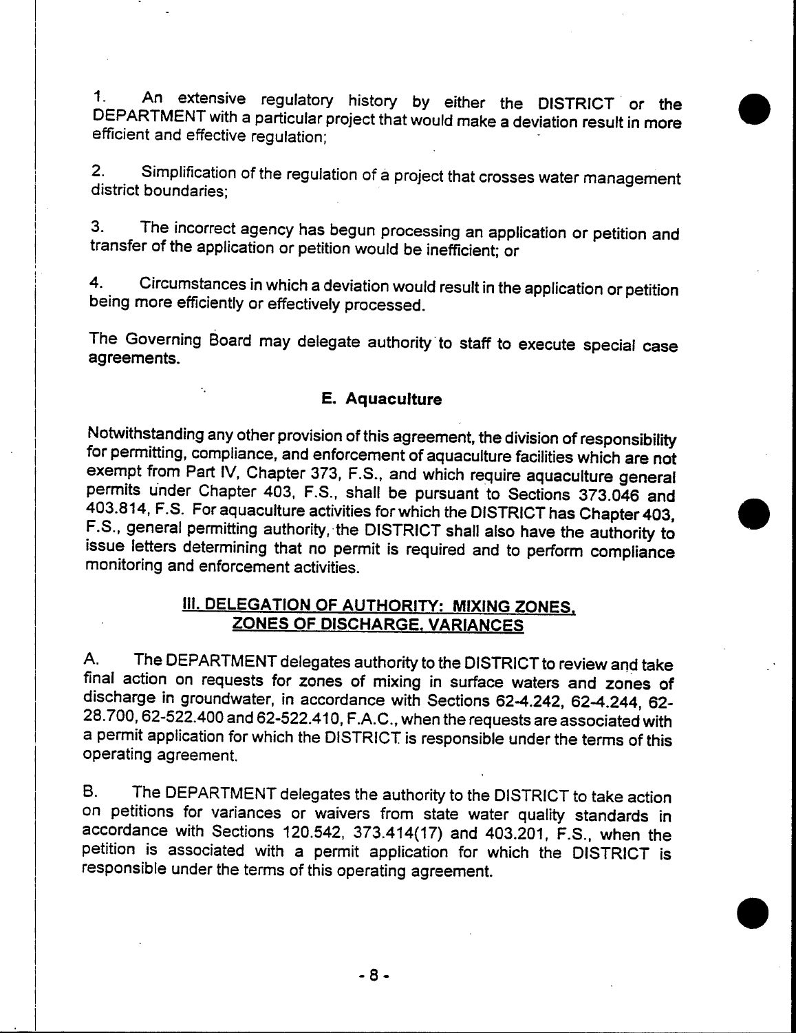1. An extensive regulatory history by either the DISTRICT or the DEPARTMENT with a particular project that would make a deviation result in more efficient and effective regulation;

2. Simplification of the regulation of a project that crosses water management district boundaries;

3. The incorrect agency has begun processing an application or petition and transfer of the application or petition would be inefficient; or

4. Circumstances in which a deviation would result in the application or petition being more efficiently or effectively processed.

The Governing Board may delegate authority to staff to execute special case agreements.

### E. Aquaculture

Notwithstanding any other provision of this agreement, the division of responsibility for permitting, compliance, and enforcement of aquaculture facilities which are not exempt from Part IV, Chapter 373, F.S., and which require aquaculture general permits under Chapter 403, F.S., shall be pursuant to Sections 373.046 and 403.814, F.S. For aquaculture activities for which the DISTRICT has Chapter 403, F.S., general permitting authority, the DISTRICT shall also have the authority to issue letters determining that no permit is required and to perform compliance monitoring and enforcement activities.

## III. DELEGATION OF AUTHORITY: MIXING ZONES, ZONES OF DISCHARGE, VARIANCES

A. The DEPARTMENT delegates authority to the DISTRICT to review and take final action on requests for zones of mixing in surface waters and zones of discharge in groundwater, in accordance with Sections 62-4.242, 62-4.244, 62-28.700, 62-522.400 and 62-522.410, F.A.C., when the requests are associated with a permit application for which the DISTRICT is responsible under the terms of this operating agreement.

B. The DEPARTMENT delegates the authority to the DISTRICT to take action on petitions for variances or waivers from state water quality standards in accordance with Sections 120.542, 373.414(17) and 403.201, F.S., when the petition is associated with a permit application for which the DISTRICT is responsible under the terms of this operating agreement.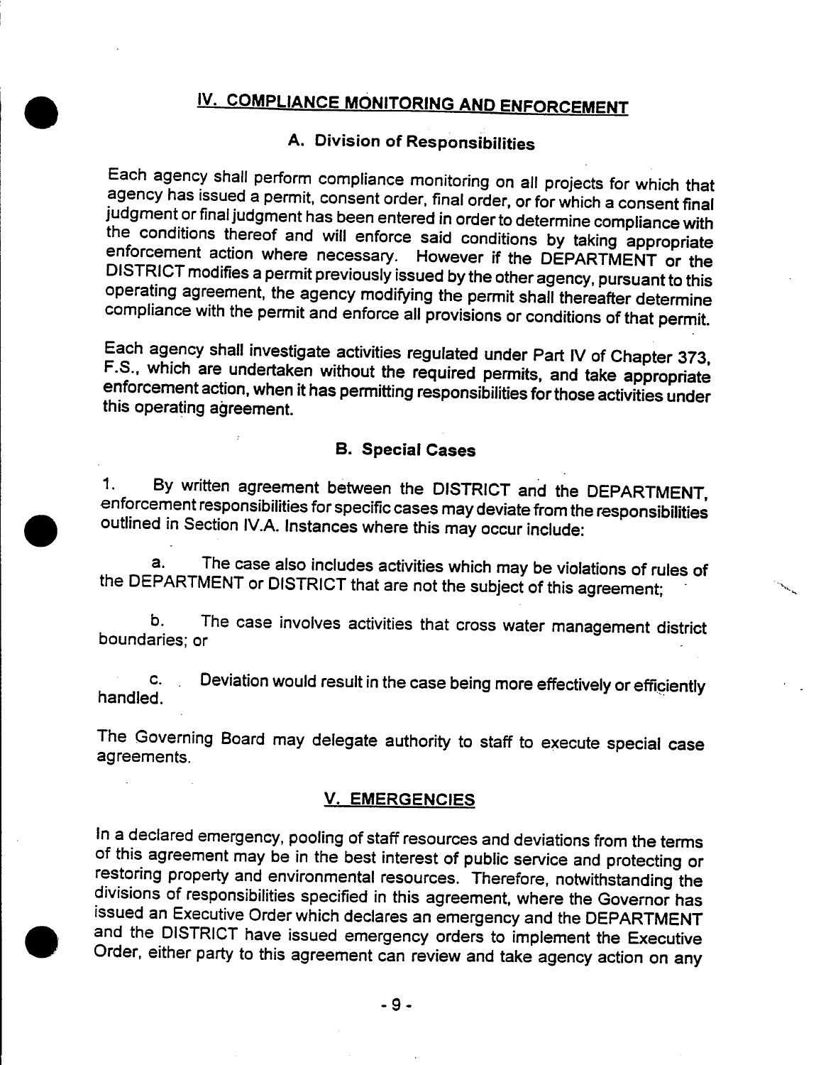## IV. COMPLIANCE MONITORING AND ENFORCEMENT

### A. Division of Responsibilities

Each agency shall perform compliance monitoring on all projects for which that agency has issued a permit, consent order, final order, or for which a consent final judgment or final judgment has been entered in order to determine compliance with the conditions thereof and will enforce said conditions by taking appropriate enforcement action where necessary. However if the DEPARTMENT or the DISTRICT modifies a permit previously issued by the other agency, pursuant to this operating agreement, the agency modifying the permit shall thereafter determine compliance with the permit and enforce all provisions or conditions of that permit.

Each agency shall investigate activities regulated under Part IV of Chapter 373, F.S., which are undertaken without the required permits, and take appropriate enforcement action, when it has permitting responsibilities for those activities under this operating agreement.

### B. Special Cases

1. By written agreement between the DISTRICT and the DEPARTMENT, enforcement responsibilities for specific cases may deviate from the responsibilities outlined in Section IV.A. Instances where this may occur include:

   a. The case also includes activities which may be violations of rules of the DEPARTMENT or DISTRICT that are not the subject of this agreement;

   b. The case involves activities that cross water management district boundaries; or

   c. Deviation would result in the case being more effectively or efficiently handled.

The Governing Board may delegate authority to staff to execute special case agreements.

## V. EMERGENCIES

In a declared emergency, pooling of staff resources and deviations from the terms of this agreement may be in the best interest of public service and protecting or restoring property and environmental resources. Therefore, notwithstanding the divisions of responsibilities specified in this agreement, where the Governor has issued an Executive Order which declares an emergency and the DEPARTMENT and the DISTRICT have issued emergency orders to implement the Executive Order, either party to this agreement can review and take agency action on any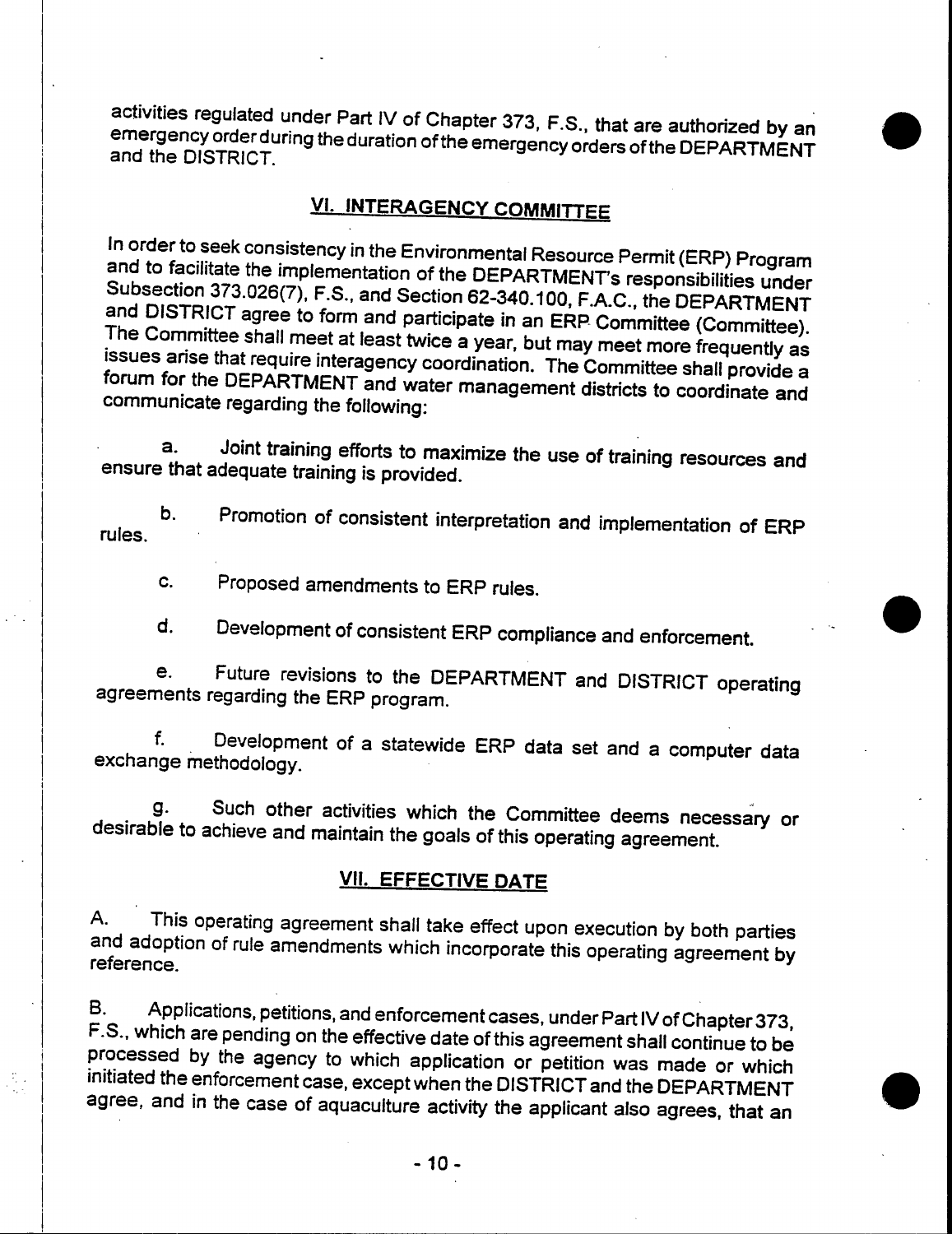activities regulated under Part IV of Chapter 373, F.S., that are authorized by an emergency order during the duration of the emergency orders of the DEPARTMENT and the DISTRICT.

## VI. INTERAGENCY COMMITTEE

In order to seek consistency in the Environmental Resource Permit (ERP) Program and to facilitate the implementation of the DEPARTMENT's responsibilities under Subsection 373.026(7), F.S., and Section 62-340.100, F.A.C., the DEPARTMENT and DISTRICT agree to form and participate in an ERP Committee (Committee). The Committee shall meet at least twice a year, but may meet more frequently as issues arise that require interagency coordination. The Committee shall provide a forum for the DEPARTMENT and water management districts to coordinate and communicate regarding the following:

a. Joint training efforts to maximize the use of training resources and ensure that adequate training is provided.

b. Promotion of consistent interpretation and implementation of ERP rules.

c. Proposed amendments to ERP rules.

d. Development of consistent ERP compliance and enforcement.

e. Future revisions to the DEPARTMENT and DISTRICT operating agreements regarding the ERP program.

f. Development of a statewide ERP data set and a computer data exchange methodology.

g. Such other activities which the Committee deems necessary or desirable to achieve and maintain the goals of this operating agreement.

## VII. EFFECTIVE DATE

A. This operating agreement shall take effect upon execution by both parties and adoption of rule amendments which incorporate this operating agreement by reference.

B. Applications, petitions, and enforcement cases, under Part IV of Chapter 373, F.S., which are pending on the effective date of this agreement shall continue to be processed by the agency to which application or petition was made or which initiated the enforcement case, except when the DISTRICT and the DEPARTMENT agree, and in the case of aquaculture activity the applicant also agrees, that an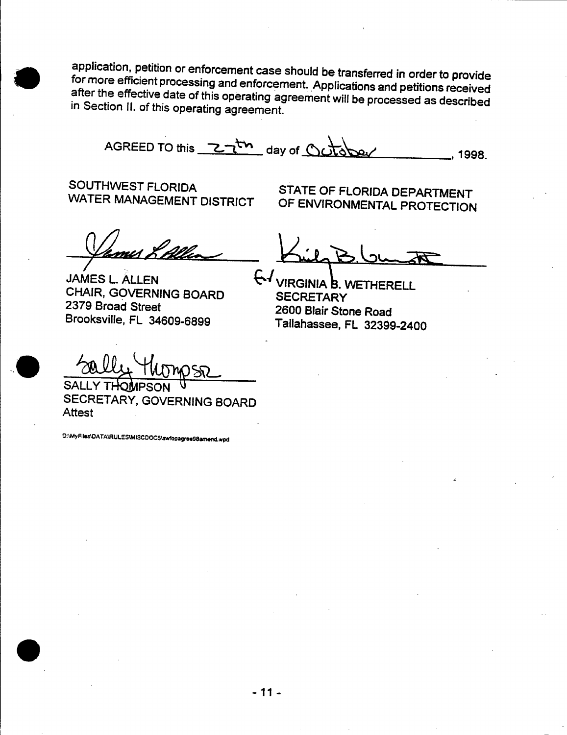application, petition or enforcement case should be transferred in order to provide for more efficient processing and enforcement. Applications and petitions received after the effective date of this operating agreement will be processed as described in Section II. of this operating agreement.

AGREED TO this 27th day of October, 1998.

SOUTHWEST FLORIDA WATER MANAGEMENT DISTRICT

JAMES L. ALLEN
CHAIR, GOVERNING BOARD
2379 Broad Street
Brooksville, FL 34609-6899

SALLY THOMPSON
SECRETARY, GOVERNING BOARD
Attest

STATE OF FLORIDA DEPARTMENT OF ENVIRONMENTAL PROTECTION

VIRGINIA B. WETHERELL
SECRETARY
2600 Blair Stone Road
Tallahassee, FL 32399-2400

D:\MyFiles\DATA\RULES\MISCDOCS\swfopagree98amend.wpd